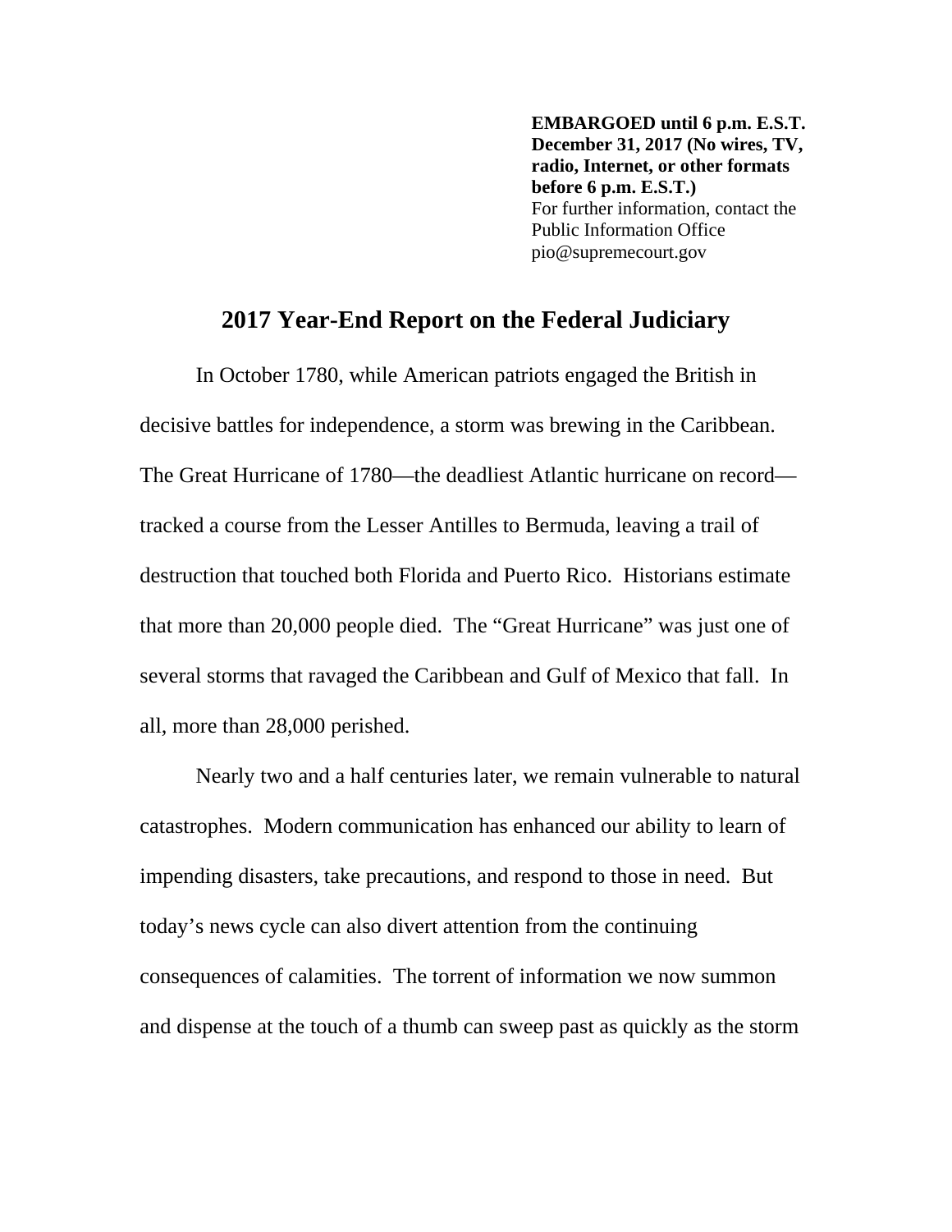**EMBARGOED until 6 p.m. E.S.T. December 31, 2017 (No wires, TV, radio, Internet, or other formats before 6 p.m. E.S.T.)**
For further information, contact the Public Information Office
pio@supremecourt.gov

# 2017 Year-End Report on the Federal Judiciary

In October 1780, while American patriots engaged the British in decisive battles for independence, a storm was brewing in the Caribbean. The Great Hurricane of 1780—the deadliest Atlantic hurricane on record—tracked a course from the Lesser Antilles to Bermuda, leaving a trail of destruction that touched both Florida and Puerto Rico. Historians estimate that more than 20,000 people died. The "Great Hurricane" was just one of several storms that ravaged the Caribbean and Gulf of Mexico that fall. In all, more than 28,000 perished.

Nearly two and a half centuries later, we remain vulnerable to natural catastrophes. Modern communication has enhanced our ability to learn of impending disasters, take precautions, and respond to those in need. But today's news cycle can also divert attention from the continuing consequences of calamities. The torrent of information we now summon and dispense at the touch of a thumb can sweep past as quickly as the storm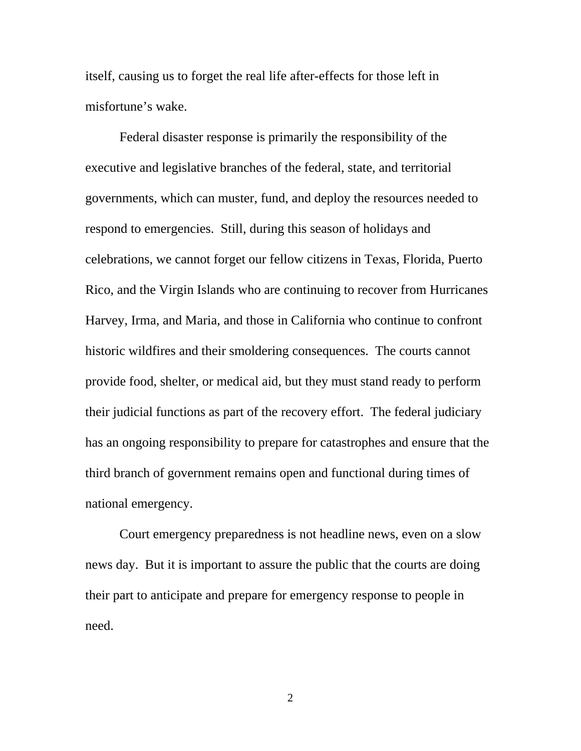itself, causing us to forget the real life after-effects for those left in misfortune's wake.

Federal disaster response is primarily the responsibility of the executive and legislative branches of the federal, state, and territorial governments, which can muster, fund, and deploy the resources needed to respond to emergencies.  Still, during this season of holidays and celebrations, we cannot forget our fellow citizens in Texas, Florida, Puerto Rico, and the Virgin Islands who are continuing to recover from Hurricanes Harvey, Irma, and Maria, and those in California who continue to confront historic wildfires and their smoldering consequences.  The courts cannot provide food, shelter, or medical aid, but they must stand ready to perform their judicial functions as part of the recovery effort.  The federal judiciary has an ongoing responsibility to prepare for catastrophes and ensure that the third branch of government remains open and functional during times of national emergency.

Court emergency preparedness is not headline news, even on a slow news day.  But it is important to assure the public that the courts are doing their part to anticipate and prepare for emergency response to people in need.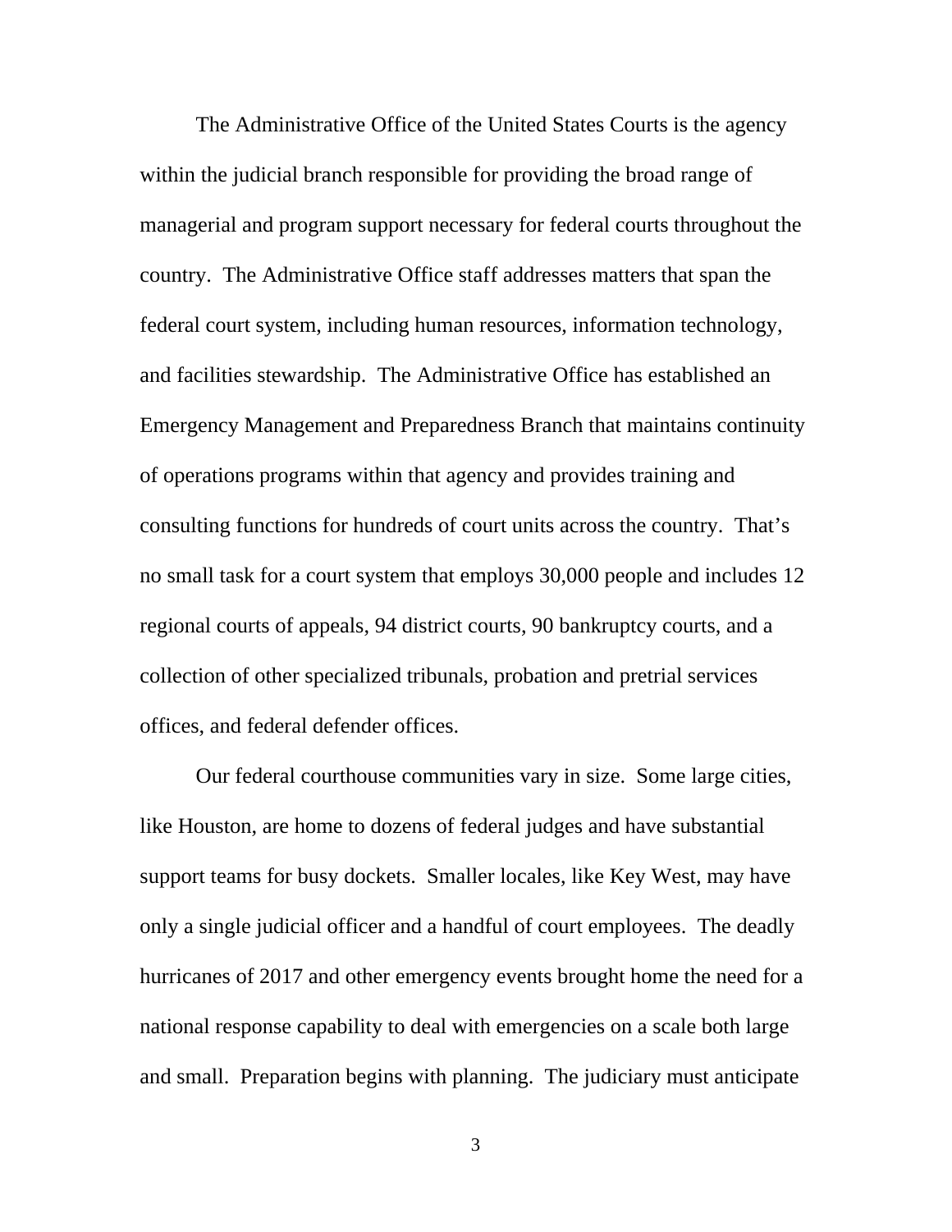The Administrative Office of the United States Courts is the agency within the judicial branch responsible for providing the broad range of managerial and program support necessary for federal courts throughout the country. The Administrative Office staff addresses matters that span the federal court system, including human resources, information technology, and facilities stewardship. The Administrative Office has established an Emergency Management and Preparedness Branch that maintains continuity of operations programs within that agency and provides training and consulting functions for hundreds of court units across the country. That's no small task for a court system that employs 30,000 people and includes 12 regional courts of appeals, 94 district courts, 90 bankruptcy courts, and a collection of other specialized tribunals, probation and pretrial services offices, and federal defender offices.

Our federal courthouse communities vary in size. Some large cities, like Houston, are home to dozens of federal judges and have substantial support teams for busy dockets. Smaller locales, like Key West, may have only a single judicial officer and a handful of court employees. The deadly hurricanes of 2017 and other emergency events brought home the need for a national response capability to deal with emergencies on a scale both large and small. Preparation begins with planning. The judiciary must anticipate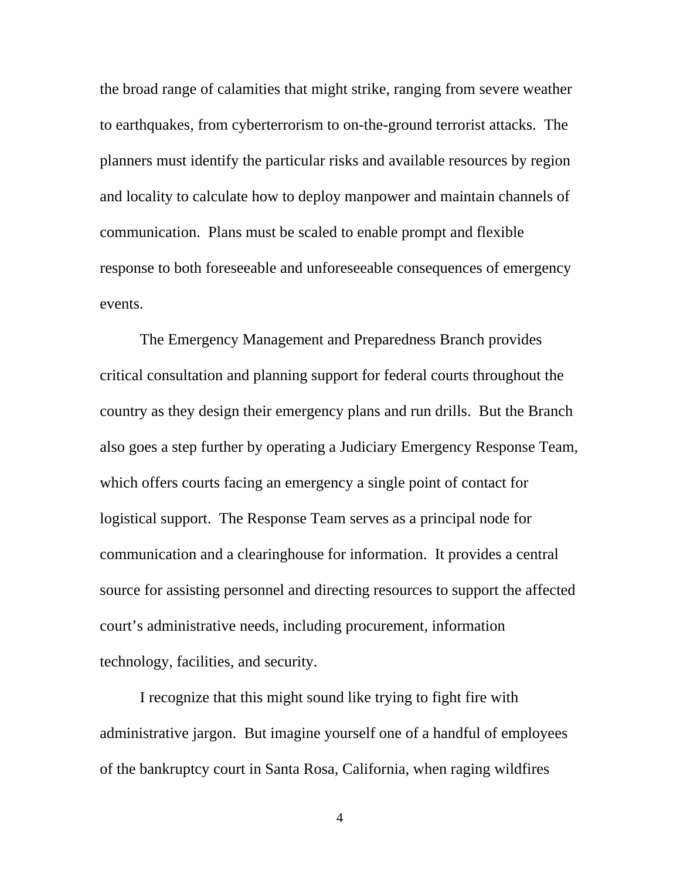the broad range of calamities that might strike, ranging from severe weather to earthquakes, from cyberterrorism to on-the-ground terrorist attacks. The planners must identify the particular risks and available resources by region and locality to calculate how to deploy manpower and maintain channels of communication. Plans must be scaled to enable prompt and flexible response to both foreseeable and unforeseeable consequences of emergency events.

The Emergency Management and Preparedness Branch provides critical consultation and planning support for federal courts throughout the country as they design their emergency plans and run drills. But the Branch also goes a step further by operating a Judiciary Emergency Response Team, which offers courts facing an emergency a single point of contact for logistical support. The Response Team serves as a principal node for communication and a clearinghouse for information. It provides a central source for assisting personnel and directing resources to support the affected court's administrative needs, including procurement, information technology, facilities, and security.

I recognize that this might sound like trying to fight fire with administrative jargon. But imagine yourself one of a handful of employees of the bankruptcy court in Santa Rosa, California, when raging wildfires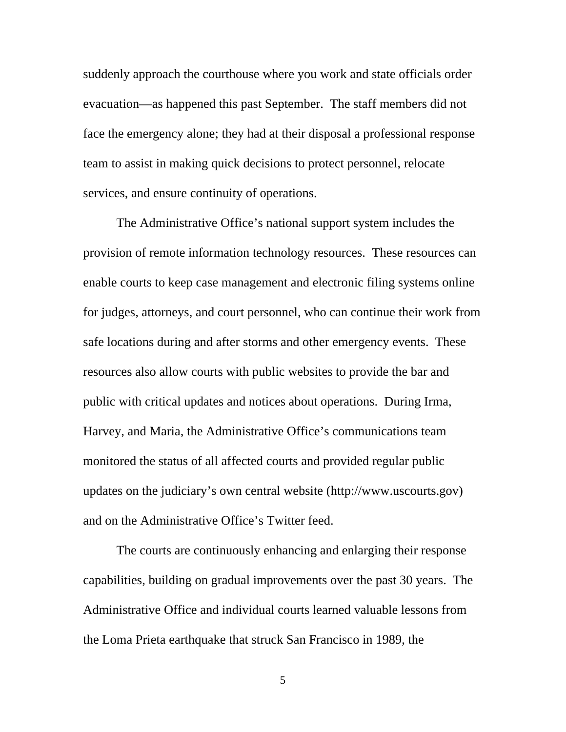suddenly approach the courthouse where you work and state officials order evacuation—as happened this past September. The staff members did not face the emergency alone; they had at their disposal a professional response team to assist in making quick decisions to protect personnel, relocate services, and ensure continuity of operations.

The Administrative Office's national support system includes the provision of remote information technology resources. These resources can enable courts to keep case management and electronic filing systems online for judges, attorneys, and court personnel, who can continue their work from safe locations during and after storms and other emergency events. These resources also allow courts with public websites to provide the bar and public with critical updates and notices about operations. During Irma, Harvey, and Maria, the Administrative Office's communications team monitored the status of all affected courts and provided regular public updates on the judiciary's own central website (http://www.uscourts.gov) and on the Administrative Office's Twitter feed.

The courts are continuously enhancing and enlarging their response capabilities, building on gradual improvements over the past 30 years. The Administrative Office and individual courts learned valuable lessons from the Loma Prieta earthquake that struck San Francisco in 1989, the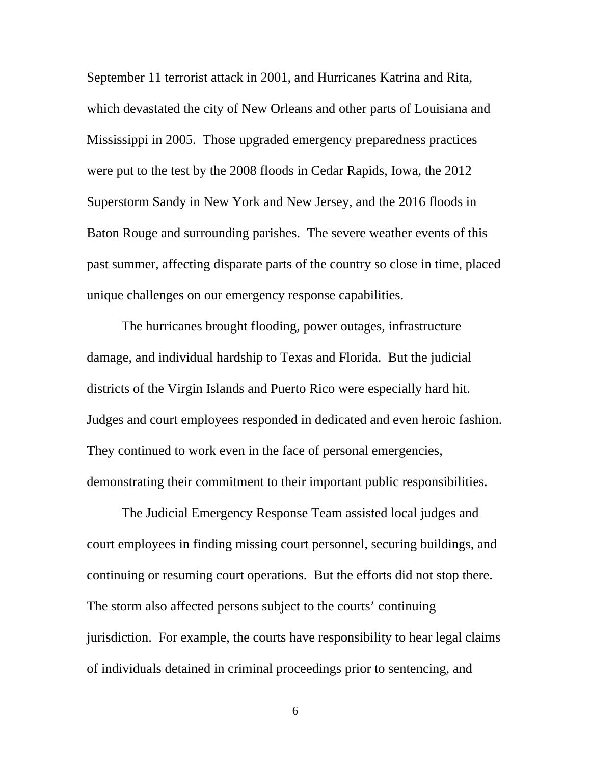September 11 terrorist attack in 2001, and Hurricanes Katrina and Rita, which devastated the city of New Orleans and other parts of Louisiana and Mississippi in 2005. Those upgraded emergency preparedness practices were put to the test by the 2008 floods in Cedar Rapids, Iowa, the 2012 Superstorm Sandy in New York and New Jersey, and the 2016 floods in Baton Rouge and surrounding parishes. The severe weather events of this past summer, affecting disparate parts of the country so close in time, placed unique challenges on our emergency response capabilities.

The hurricanes brought flooding, power outages, infrastructure damage, and individual hardship to Texas and Florida. But the judicial districts of the Virgin Islands and Puerto Rico were especially hard hit. Judges and court employees responded in dedicated and even heroic fashion. They continued to work even in the face of personal emergencies, demonstrating their commitment to their important public responsibilities.

The Judicial Emergency Response Team assisted local judges and court employees in finding missing court personnel, securing buildings, and continuing or resuming court operations. But the efforts did not stop there. The storm also affected persons subject to the courts' continuing jurisdiction. For example, the courts have responsibility to hear legal claims of individuals detained in criminal proceedings prior to sentencing, and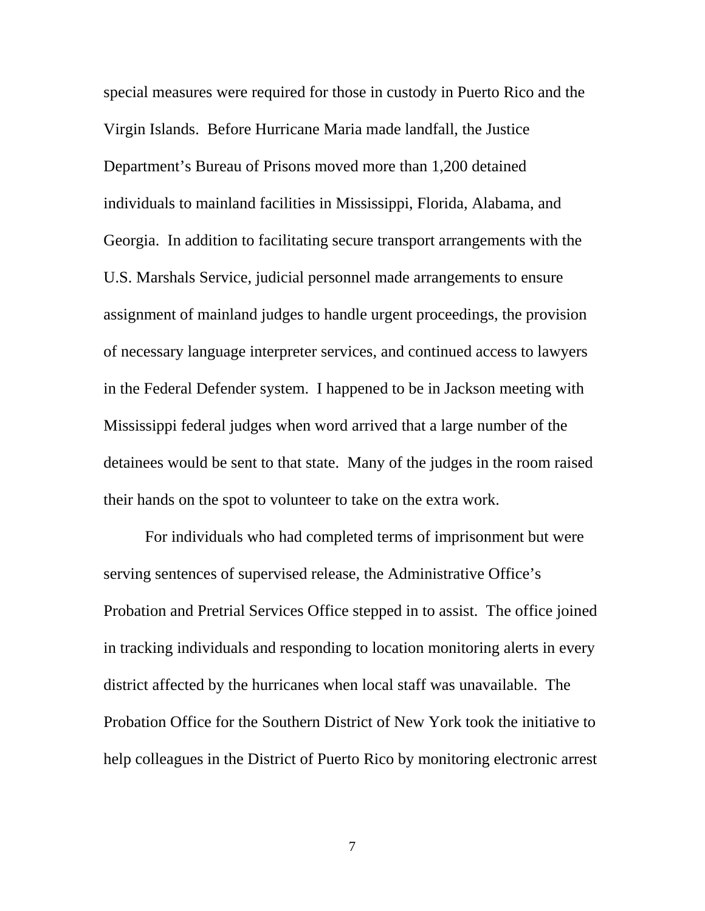special measures were required for those in custody in Puerto Rico and the Virgin Islands. Before Hurricane Maria made landfall, the Justice Department's Bureau of Prisons moved more than 1,200 detained individuals to mainland facilities in Mississippi, Florida, Alabama, and Georgia. In addition to facilitating secure transport arrangements with the U.S. Marshals Service, judicial personnel made arrangements to ensure assignment of mainland judges to handle urgent proceedings, the provision of necessary language interpreter services, and continued access to lawyers in the Federal Defender system. I happened to be in Jackson meeting with Mississippi federal judges when word arrived that a large number of the detainees would be sent to that state. Many of the judges in the room raised their hands on the spot to volunteer to take on the extra work.

For individuals who had completed terms of imprisonment but were serving sentences of supervised release, the Administrative Office's Probation and Pretrial Services Office stepped in to assist. The office joined in tracking individuals and responding to location monitoring alerts in every district affected by the hurricanes when local staff was unavailable. The Probation Office for the Southern District of New York took the initiative to help colleagues in the District of Puerto Rico by monitoring electronic arrest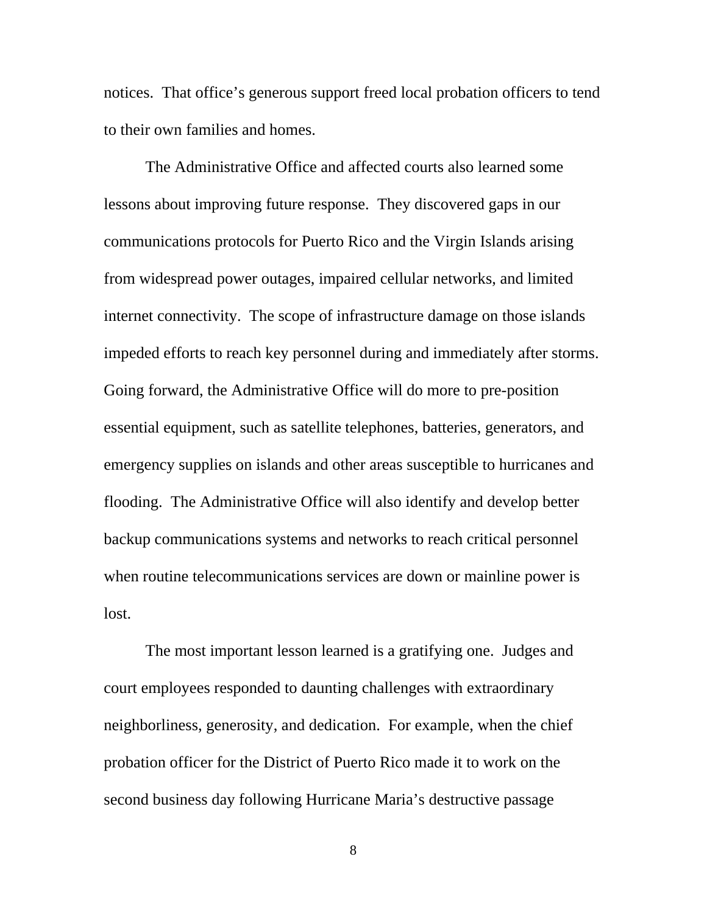notices. That office's generous support freed local probation officers to tend to their own families and homes.

The Administrative Office and affected courts also learned some lessons about improving future response. They discovered gaps in our communications protocols for Puerto Rico and the Virgin Islands arising from widespread power outages, impaired cellular networks, and limited internet connectivity. The scope of infrastructure damage on those islands impeded efforts to reach key personnel during and immediately after storms. Going forward, the Administrative Office will do more to pre-position essential equipment, such as satellite telephones, batteries, generators, and emergency supplies on islands and other areas susceptible to hurricanes and flooding. The Administrative Office will also identify and develop better backup communications systems and networks to reach critical personnel when routine telecommunications services are down or mainline power is lost.

The most important lesson learned is a gratifying one. Judges and court employees responded to daunting challenges with extraordinary neighborliness, generosity, and dedication. For example, when the chief probation officer for the District of Puerto Rico made it to work on the second business day following Hurricane Maria's destructive passage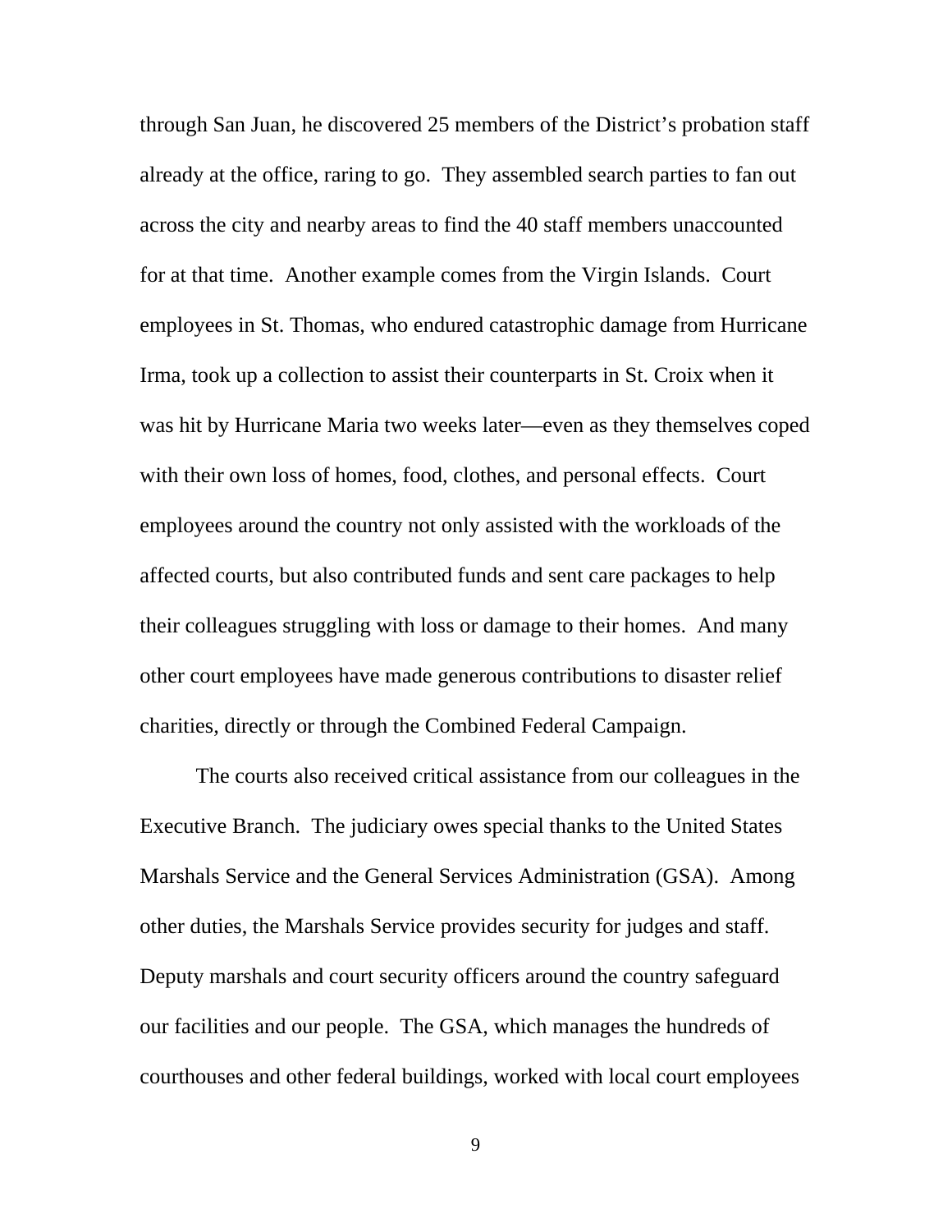through San Juan, he discovered 25 members of the District's probation staff already at the office, raring to go. They assembled search parties to fan out across the city and nearby areas to find the 40 staff members unaccounted for at that time. Another example comes from the Virgin Islands. Court employees in St. Thomas, who endured catastrophic damage from Hurricane Irma, took up a collection to assist their counterparts in St. Croix when it was hit by Hurricane Maria two weeks later—even as they themselves coped with their own loss of homes, food, clothes, and personal effects. Court employees around the country not only assisted with the workloads of the affected courts, but also contributed funds and sent care packages to help their colleagues struggling with loss or damage to their homes. And many other court employees have made generous contributions to disaster relief charities, directly or through the Combined Federal Campaign.

The courts also received critical assistance from our colleagues in the Executive Branch. The judiciary owes special thanks to the United States Marshals Service and the General Services Administration (GSA). Among other duties, the Marshals Service provides security for judges and staff. Deputy marshals and court security officers around the country safeguard our facilities and our people. The GSA, which manages the hundreds of courthouses and other federal buildings, worked with local court employees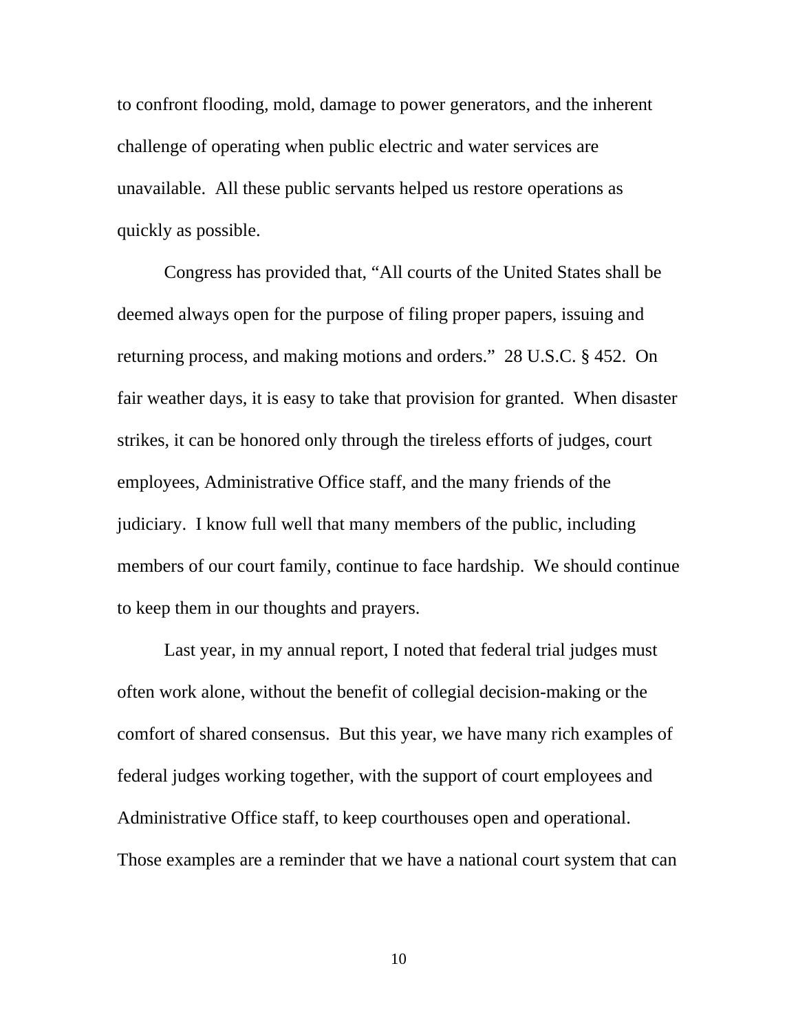to confront flooding, mold, damage to power generators, and the inherent challenge of operating when public electric and water services are unavailable. All these public servants helped us restore operations as quickly as possible.

Congress has provided that, "All courts of the United States shall be deemed always open for the purpose of filing proper papers, issuing and returning process, and making motions and orders." 28 U.S.C. § 452. On fair weather days, it is easy to take that provision for granted. When disaster strikes, it can be honored only through the tireless efforts of judges, court employees, Administrative Office staff, and the many friends of the judiciary. I know full well that many members of the public, including members of our court family, continue to face hardship. We should continue to keep them in our thoughts and prayers.

Last year, in my annual report, I noted that federal trial judges must often work alone, without the benefit of collegial decision-making or the comfort of shared consensus. But this year, we have many rich examples of federal judges working together, with the support of court employees and Administrative Office staff, to keep courthouses open and operational. Those examples are a reminder that we have a national court system that can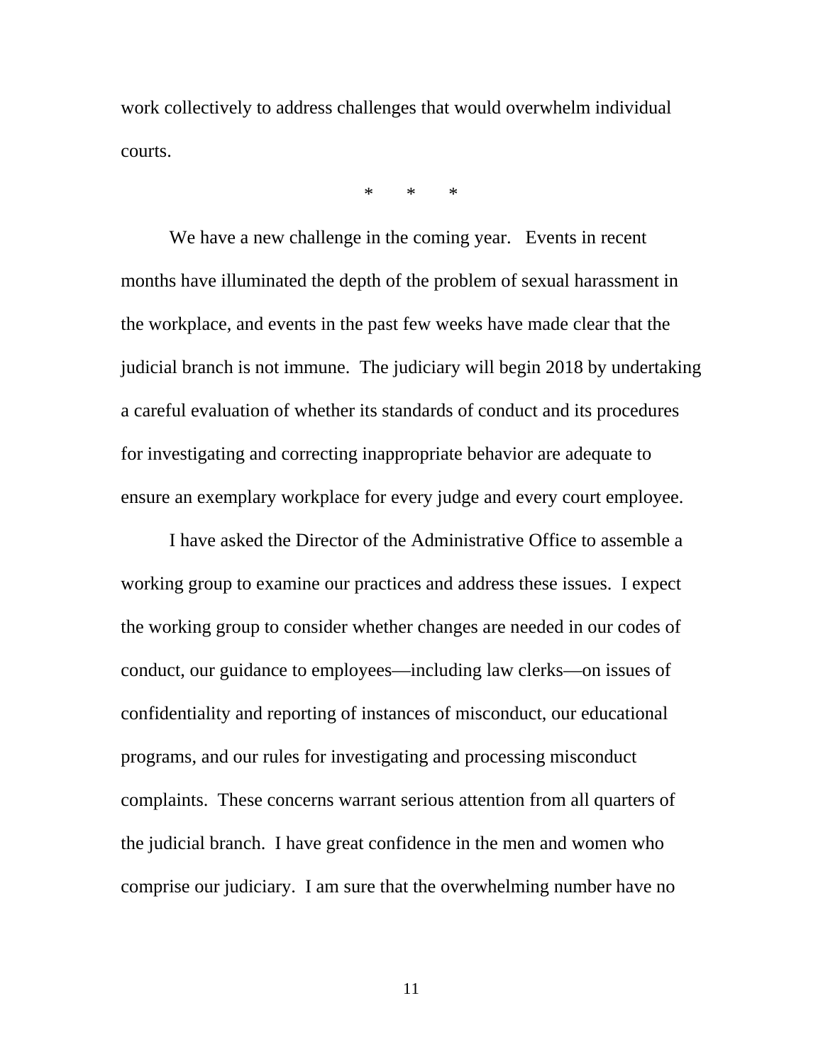work collectively to address challenges that would overwhelm individual courts.

\*        \*        \*

We have a new challenge in the coming year. Events in recent months have illuminated the depth of the problem of sexual harassment in the workplace, and events in the past few weeks have made clear that the judicial branch is not immune. The judiciary will begin 2018 by undertaking a careful evaluation of whether its standards of conduct and its procedures for investigating and correcting inappropriate behavior are adequate to ensure an exemplary workplace for every judge and every court employee.

I have asked the Director of the Administrative Office to assemble a working group to examine our practices and address these issues. I expect the working group to consider whether changes are needed in our codes of conduct, our guidance to employees—including law clerks—on issues of confidentiality and reporting of instances of misconduct, our educational programs, and our rules for investigating and processing misconduct complaints. These concerns warrant serious attention from all quarters of the judicial branch. I have great confidence in the men and women who comprise our judiciary. I am sure that the overwhelming number have no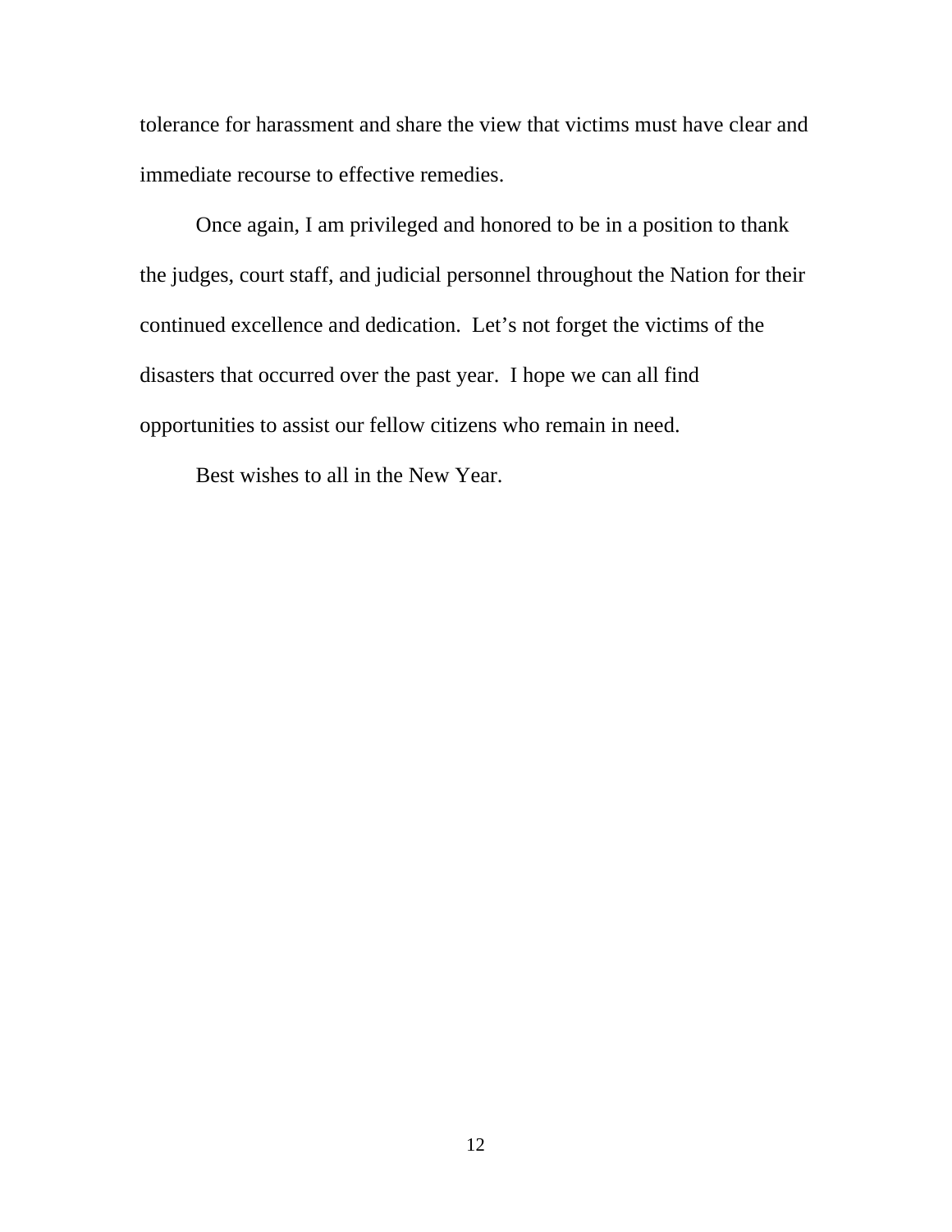tolerance for harassment and share the view that victims must have clear and immediate recourse to effective remedies.

Once again, I am privileged and honored to be in a position to thank the judges, court staff, and judicial personnel throughout the Nation for their continued excellence and dedication. Let's not forget the victims of the disasters that occurred over the past year. I hope we can all find opportunities to assist our fellow citizens who remain in need.

Best wishes to all in the New Year.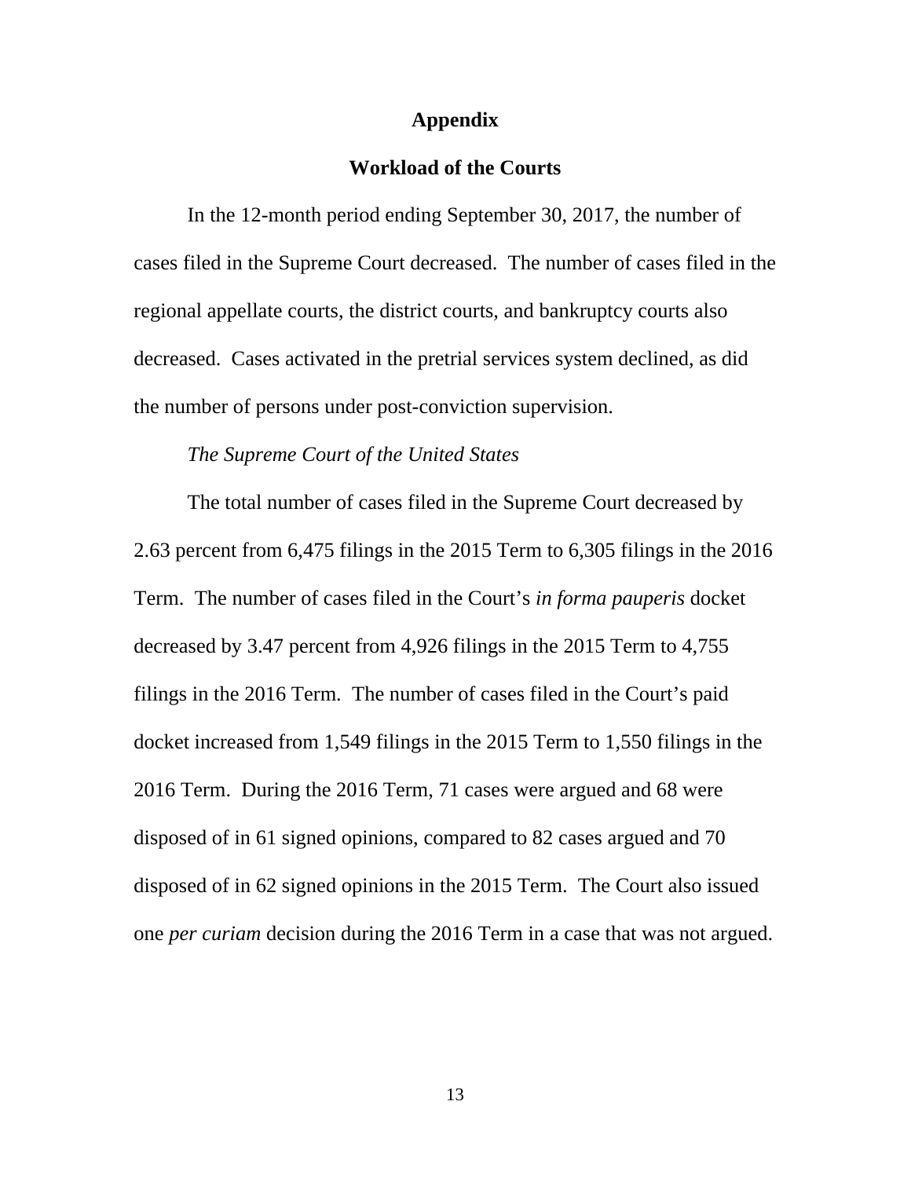# Appendix

## Workload of the Courts

In the 12-month period ending September 30, 2017, the number of cases filed in the Supreme Court decreased. The number of cases filed in the regional appellate courts, the district courts, and bankruptcy courts also decreased. Cases activated in the pretrial services system declined, as did the number of persons under post-conviction supervision.

*The Supreme Court of the United States*

The total number of cases filed in the Supreme Court decreased by 2.63 percent from 6,475 filings in the 2015 Term to 6,305 filings in the 2016 Term. The number of cases filed in the Court's *in forma pauperis* docket decreased by 3.47 percent from 4,926 filings in the 2015 Term to 4,755 filings in the 2016 Term. The number of cases filed in the Court's paid docket increased from 1,549 filings in the 2015 Term to 1,550 filings in the 2016 Term. During the 2016 Term, 71 cases were argued and 68 were disposed of in 61 signed opinions, compared to 82 cases argued and 70 disposed of in 62 signed opinions in the 2015 Term. The Court also issued one *per curiam* decision during the 2016 Term in a case that was not argued.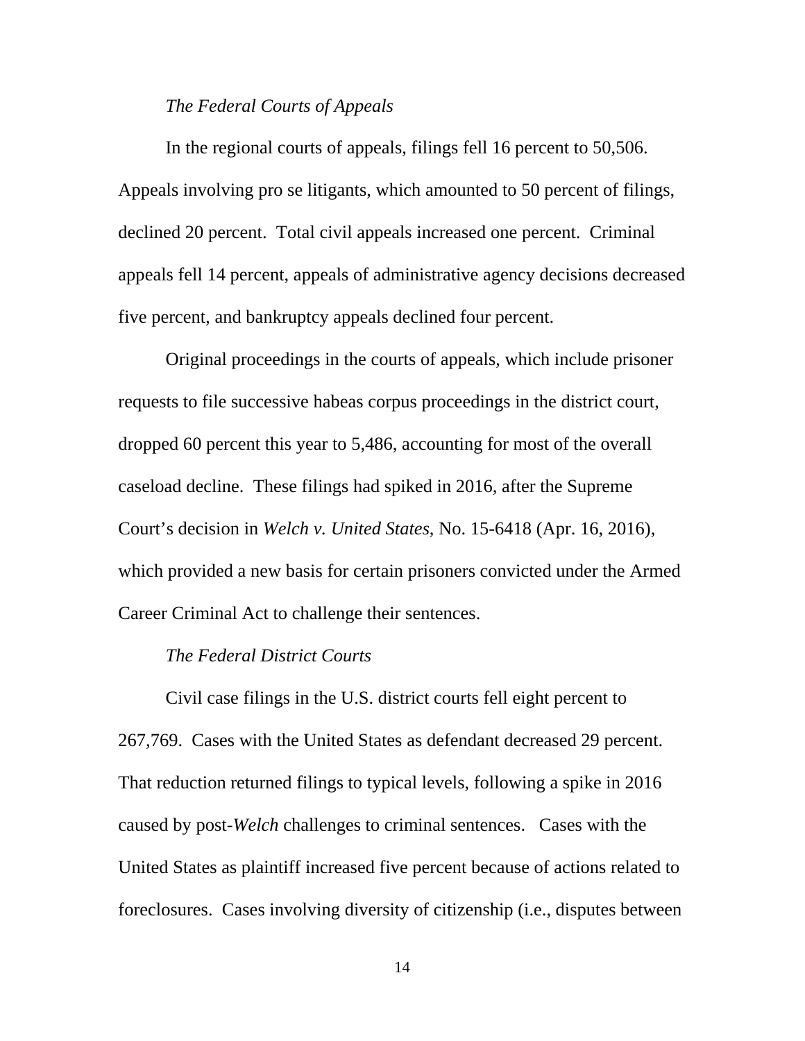*The Federal Courts of Appeals*

In the regional courts of appeals, filings fell 16 percent to 50,506. Appeals involving pro se litigants, which amounted to 50 percent of filings, declined 20 percent. Total civil appeals increased one percent. Criminal appeals fell 14 percent, appeals of administrative agency decisions decreased five percent, and bankruptcy appeals declined four percent.

Original proceedings in the courts of appeals, which include prisoner requests to file successive habeas corpus proceedings in the district court, dropped 60 percent this year to 5,486, accounting for most of the overall caseload decline. These filings had spiked in 2016, after the Supreme Court's decision in *Welch v. United States*, No. 15-6418 (Apr. 16, 2016), which provided a new basis for certain prisoners convicted under the Armed Career Criminal Act to challenge their sentences.

*The Federal District Courts*

Civil case filings in the U.S. district courts fell eight percent to 267,769. Cases with the United States as defendant decreased 29 percent. That reduction returned filings to typical levels, following a spike in 2016 caused by post-*Welch* challenges to criminal sentences. Cases with the United States as plaintiff increased five percent because of actions related to foreclosures. Cases involving diversity of citizenship (i.e., disputes between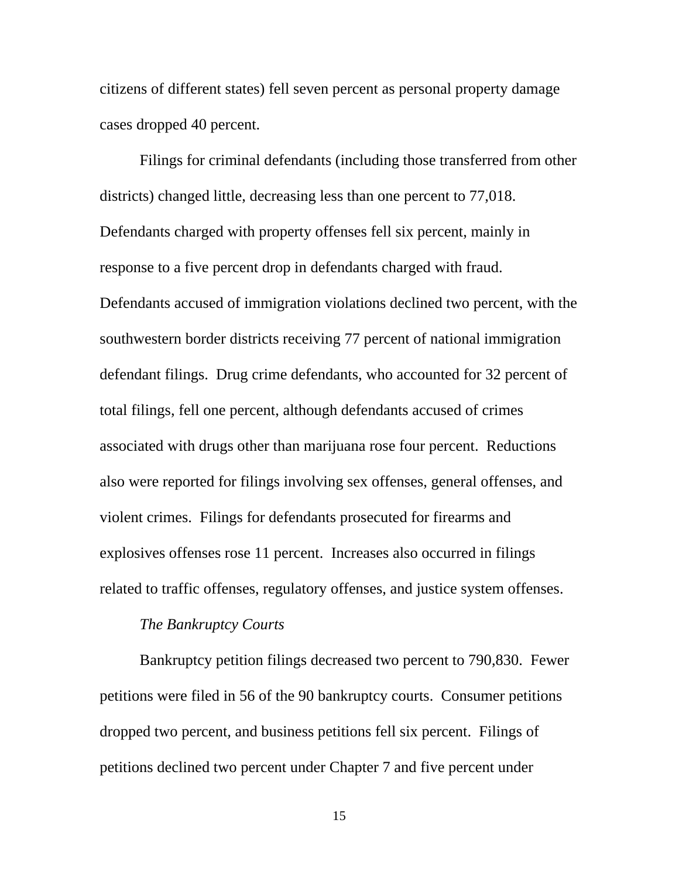citizens of different states) fell seven percent as personal property damage cases dropped 40 percent.

Filings for criminal defendants (including those transferred from other districts) changed little, decreasing less than one percent to 77,018. Defendants charged with property offenses fell six percent, mainly in response to a five percent drop in defendants charged with fraud. Defendants accused of immigration violations declined two percent, with the southwestern border districts receiving 77 percent of national immigration defendant filings. Drug crime defendants, who accounted for 32 percent of total filings, fell one percent, although defendants accused of crimes associated with drugs other than marijuana rose four percent. Reductions also were reported for filings involving sex offenses, general offenses, and violent crimes. Filings for defendants prosecuted for firearms and explosives offenses rose 11 percent. Increases also occurred in filings related to traffic offenses, regulatory offenses, and justice system offenses.

*The Bankruptcy Courts*

Bankruptcy petition filings decreased two percent to 790,830. Fewer petitions were filed in 56 of the 90 bankruptcy courts. Consumer petitions dropped two percent, and business petitions fell six percent. Filings of petitions declined two percent under Chapter 7 and five percent under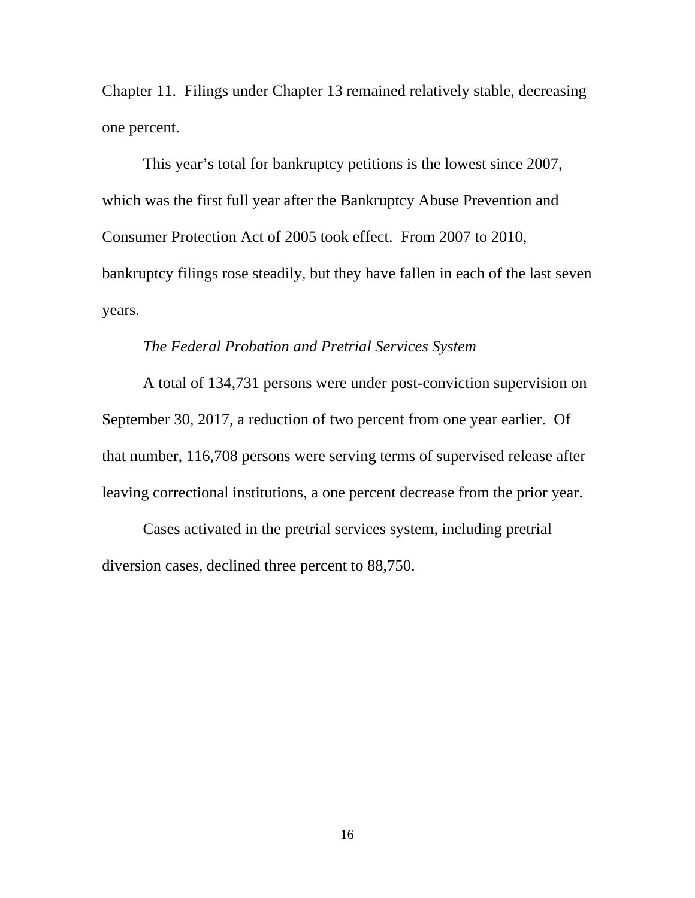Chapter 11. Filings under Chapter 13 remained relatively stable, decreasing one percent.

This year's total for bankruptcy petitions is the lowest since 2007, which was the first full year after the Bankruptcy Abuse Prevention and Consumer Protection Act of 2005 took effect. From 2007 to 2010, bankruptcy filings rose steadily, but they have fallen in each of the last seven years.

*The Federal Probation and Pretrial Services System*

A total of 134,731 persons were under post-conviction supervision on September 30, 2017, a reduction of two percent from one year earlier. Of that number, 116,708 persons were serving terms of supervised release after leaving correctional institutions, a one percent decrease from the prior year.

Cases activated in the pretrial services system, including pretrial diversion cases, declined three percent to 88,750.